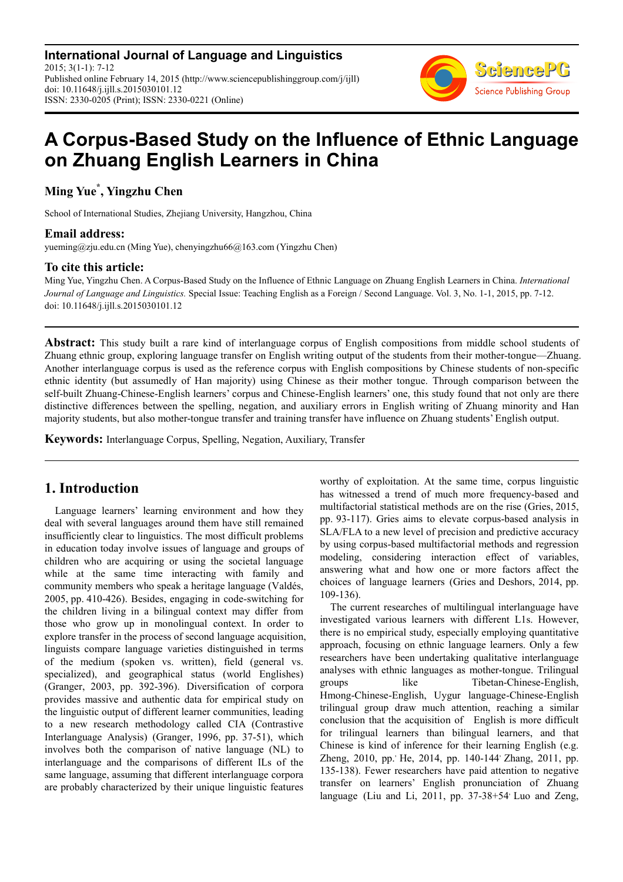# A Corpus-Based Study on the Influence of Ethnic Language on Zhuang English Learners in China

**Ming Yue[*], Yingzhu Chen**

School of International Studies, Zhejiang University, Hangzhou, China

### Email address:

yueming@zju.edu.cn (Ming Yue), chenyingzhu66@163.com (Yingzhu Chen)

### To cite this article:

Ming Yue, Yingzhu Chen. A Corpus-Based Study on the Influence of Ethnic Language on Zhuang English Learners in China. *International Journal of Language and Linguistics.* Special Issue: Teaching English as a Foreign / Second Language. Vol. 3, No. 1-1, 2015, pp. 7-12. doi: 10.11648/j.ijll.s.2015030101.12

---

**Abstract:** This study built a rare kind of interlanguage corpus of English compositions from middle school students of Zhuang ethnic group, exploring language transfer on English writing output of the students from their mother-tongue—Zhuang. Another interlanguage corpus is used as the reference corpus with English compositions by Chinese students of non-specific ethnic identity (but assumedly of Han majority) using Chinese as their mother tongue. Through comparison between the self-built Zhuang-Chinese-English learners' corpus and Chinese-English learners' one, this study found that not only are there distinctive differences between the spelling, negation, and auxiliary errors in English writing of Zhuang minority and Han majority students, but also mother-tongue transfer and training transfer have influence on Zhuang students' English output.

**Keywords:** Interlanguage Corpus, Spelling, Negation, Auxiliary, Transfer

---

## 1. Introduction

Language learners' learning environment and how they deal with several languages around them have still remained insufficiently clear to linguistics. The most difficult problems in education today involve issues of language and groups of children who are acquiring or using the societal language while at the same time interacting with family and community members who speak a heritage language (Valdés, 2005, pp. 410-426). Besides, engaging in code-switching for the children living in a bilingual context may differ from those who grow up in monolingual context. In order to explore transfer in the process of second language acquisition, linguists compare language varieties distinguished in terms of the medium (spoken vs. written), field (general vs. specialized), and geographical status (world Englishes) (Granger, 2003, pp. 392-396). Diversification of corpora provides massive and authentic data for empirical study on the linguistic output of different learner communities, leading to a new research methodology called CIA (Contrastive Interlanguage Analysis) (Granger, 1996, pp. 37-51), which involves both the comparison of native language (NL) to interlanguage and the comparisons of different ILs of the same language, assuming that different interlanguage corpora are probably characterized by their unique linguistic features worthy of exploitation. At the same time, corpus linguistic has witnessed a trend of much more frequency-based and multifactorial statistical methods are on the rise (Gries, 2015, pp. 93-117). Gries aims to elevate corpus-based analysis in SLA/FLA to a new level of precision and predictive accuracy by using corpus-based multifactorial methods and regression modeling, considering interaction effect of variables, answering what and how one or more factors affect the choices of language learners (Gries and Deshors, 2014, pp. 109-136).

The current researches of multilingual interlanguage have investigated various learners with different L1s. However, there is no empirical study, especially employing quantitative approach, focusing on ethnic language learners. Only a few researchers have been undertaking qualitative interlanguage analyses with ethnic languages as mother-tongue. Trilingual groups like Tibetan-Chinese-English, Hmong-Chinese-English, Uygur language-Chinese-English trilingual group draw much attention, reaching a similar conclusion that the acquisition of English is more difficult for trilingual learners than bilingual learners, and that Chinese is kind of inference for their learning English (e.g. Zheng, 2010, pp.; He, 2014, pp. 140-144; Zhang, 2011, pp. 135-138). Fewer researchers have paid attention to negative transfer on learners' English pronunciation of Zhuang language (Liu and Li, 2011, pp. 37-38+54; Luo and Zeng,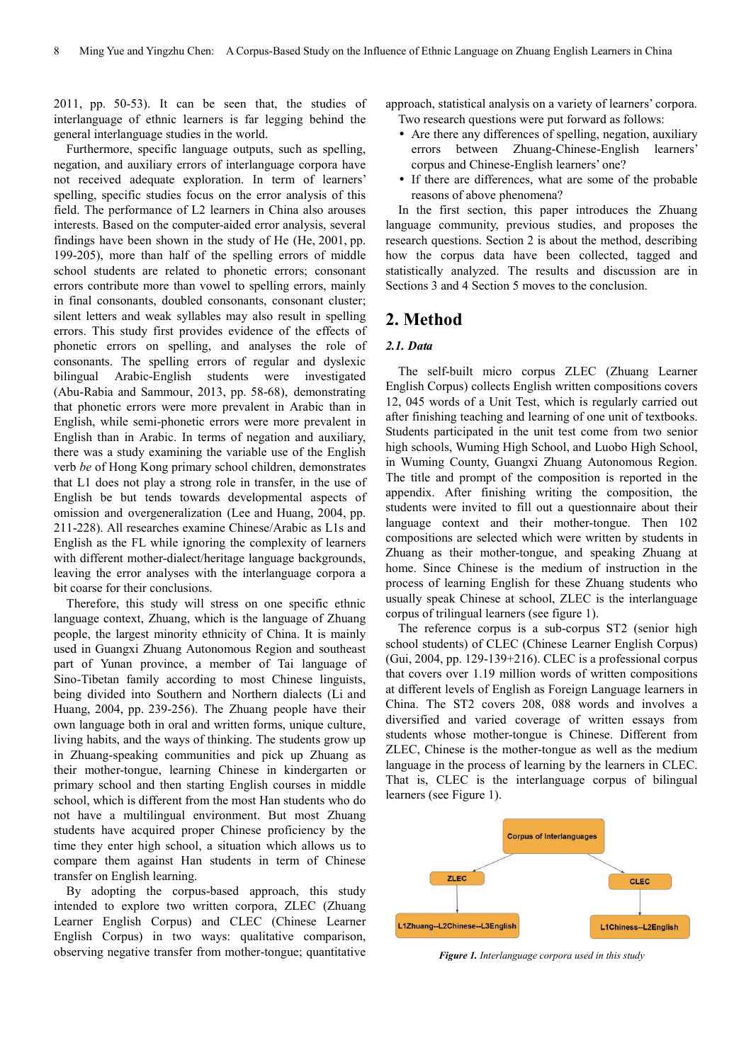2011, pp. 50-53). It can be seen that, the studies of interlanguage of ethnic learners is far legging behind the general interlanguage studies in the world.

Furthermore, specific language outputs, such as spelling, negation, and auxiliary errors of interlanguage corpora have not received adequate exploration. In term of learners' spelling, specific studies focus on the error analysis of this field. The performance of L2 learners in China also arouses interests. Based on the computer-aided error analysis, several findings have been shown in the study of He (He, 2001, pp. 199-205), more than half of the spelling errors of middle school students are related to phonetic errors; consonant errors contribute more than vowel to spelling errors, mainly in final consonants, doubled consonants, consonant cluster; silent letters and weak syllables may also result in spelling errors. This study first provides evidence of the effects of phonetic errors on spelling, and analyses the role of consonants. The spelling errors of regular and dyslexic bilingual Arabic-English students were investigated (Abu-Rabia and Sammour, 2013, pp. 58-68), demonstrating that phonetic errors were more prevalent in Arabic than in English, while semi-phonetic errors were more prevalent in English than in Arabic. In terms of negation and auxiliary, there was a study examining the variable use of the English verb *be* of Hong Kong primary school children, demonstrates that L1 does not play a strong role in transfer, in the use of English be but tends towards developmental aspects of omission and overgeneralization (Lee and Huang, 2004, pp. 211-228). All researches examine Chinese/Arabic as L1s and English as the FL while ignoring the complexity of learners with different mother-dialect/heritage language backgrounds, leaving the error analyses with the interlanguage corpora a bit coarse for their conclusions.

Therefore, this study will stress on one specific ethnic language context, Zhuang, which is the language of Zhuang people, the largest minority ethnicity of China. It is mainly used in Guangxi Zhuang Autonomous Region and southeast part of Yunan province, a member of Tai language of Sino-Tibetan family according to most Chinese linguists, being divided into Southern and Northern dialects (Li and Huang, 2004, pp. 239-256). The Zhuang people have their own language both in oral and written forms, unique culture, living habits, and the ways of thinking. The students grow up in Zhuang-speaking communities and pick up Zhuang as their mother-tongue, learning Chinese in kindergarten or primary school and then starting English courses in middle school, which is different from the most Han students who do not have a multilingual environment. But most Zhuang students have acquired proper Chinese proficiency by the time they enter high school, a situation which allows us to compare them against Han students in term of Chinese transfer on English learning.

By adopting the corpus-based approach, this study intended to explore two written corpora, ZLEC (Zhuang Learner English Corpus) and CLEC (Chinese Learner English Corpus) in two ways: qualitative comparison, observing negative transfer from mother-tongue; quantitative approach, statistical analysis on a variety of learners' corpora. Two research questions were put forward as follows:

- Are there any differences of spelling, negation, auxiliary errors between Zhuang-Chinese-English learners' corpus and Chinese-English learners' one?
- If there are differences, what are some of the probable reasons of above phenomena?

In the first section, this paper introduces the Zhuang language community, previous studies, and proposes the research questions. Section 2 is about the method, describing how the corpus data have been collected, tagged and statistically analyzed. The results and discussion are in Sections 3 and 4 Section 5 moves to the conclusion.

## 2. Method

### 2.1. Data

The self-built micro corpus ZLEC (Zhuang Learner English Corpus) collects English written compositions covers 12, 045 words of a Unit Test, which is regularly carried out after finishing teaching and learning of one unit of textbooks. Students participated in the unit test come from two senior high schools, Wuming High School, and Luobo High School, in Wuming County, Guangxi Zhuang Autonomous Region. The title and prompt of the composition is reported in the appendix. After finishing writing the composition, the students were invited to fill out a questionnaire about their language context and their mother-tongue. Then 102 compositions are selected which were written by students in Zhuang as their mother-tongue, and speaking Zhuang at home. Since Chinese is the medium of instruction in the process of learning English for these Zhuang students who usually speak Chinese at school, ZLEC is the interlanguage corpus of trilingual learners (see figure 1).

The reference corpus is a sub-corpus ST2 (senior high school students) of CLEC (Chinese Learner English Corpus) (Gui, 2004, pp. 129-139+216). CLEC is a professional corpus that covers over 1.19 million words of written compositions at different levels of English as Foreign Language learners in China. The ST2 covers 208, 088 words and involves a diversified and varied coverage of written essays from students whose mother-tongue is Chinese. Different from ZLEC, Chinese is the mother-tongue as well as the medium language in the process of learning by the learners in CLEC. That is, CLEC is the interlanguage corpus of bilingual learners (see Figure 1).

Corpus of Interlanguages

ZLEC → L1Zhuang--L2Chinese--L3English

CLEC → L1Chiness--L2English

***Figure 1.*** *Interlanguage corpora used in this study*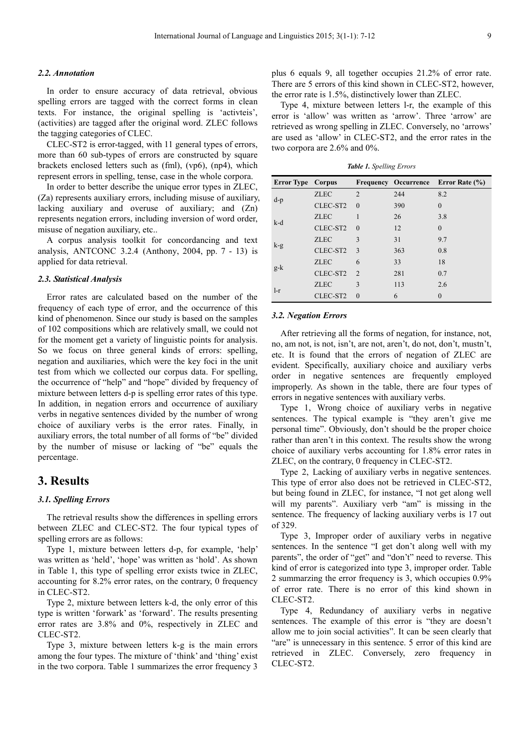### 2.2. Annotation

In order to ensure accuracy of data retrieval, obvious spelling errors are tagged with the correct forms in clean texts. For instance, the original spelling is 'activteis', (activities) are tagged after the original word. ZLEC follows the tagging categories of CLEC.

CLEC-ST2 is error-tagged, with 11 general types of errors, more than 60 sub-types of errors are constructed by square brackets enclosed letters such as (fml), (vp6), (np4), which represent errors in spelling, tense, case in the whole corpora.

In order to better describe the unique error types in ZLEC, (Za) represents auxiliary errors, including misuse of auxiliary, lacking auxiliary and overuse of auxiliary; and (Zn) represents negation errors, including inversion of word order, misuse of negation auxiliary, etc..

A corpus analysis toolkit for concordancing and text analysis, ANTCONC 3.2.4 (Anthony, 2004, pp. 7 - 13) is applied for data retrieval.

### 2.3. Statistical Analysis

Error rates are calculated based on the number of the frequency of each type of error, and the occurrence of this kind of phenomenon. Since our study is based on the samples of 102 compositions which are relatively small, we could not for the moment get a variety of linguistic points for analysis. So we focus on three general kinds of errors: spelling, negation and auxiliaries, which were the key foci in the unit test from which we collected our corpus data. For spelling, the occurrence of "help" and "hope" divided by frequency of mixture between letters d-p is spelling error rates of this type. In addition, in negation errors and occurrence of auxiliary verbs in negative sentences divided by the number of wrong choice of auxiliary verbs is the error rates. Finally, in auxiliary errors, the total number of all forms of "be" divided by the number of misuse or lacking of "be" equals the percentage.

## 3. Results

### 3.1. Spelling Errors

The retrieval results show the differences in spelling errors between ZLEC and CLEC-ST2. The four typical types of spelling errors are as follows:

Type 1, mixture between letters d-p, for example, 'help' was written as 'held', 'hope' was written as 'hold'. As shown in Table 1, this type of spelling error exists twice in ZLEC, accounting for 8.2% error rates, on the contrary, 0 frequency in CLEC-ST2.

Type 2, mixture between letters k-d, the only error of this type is written 'forwark' as 'forward'. The results presenting error rates are 3.8% and 0%, respectively in ZLEC and CLEC-ST2.

Type 3, mixture between letters k-g is the main errors among the four types. The mixture of 'think' and 'thing' exist in the two corpora. Table 1 summarizes the error frequency 3 plus 6 equals 9, all together occupies 21.2% of error rate. There are 5 errors of this kind shown in CLEC-ST2, however, the error rate is 1.5%, distinctively lower than ZLEC.

Type 4, mixture between letters l-r, the example of this error is 'allow' was written as 'arrow'. Three 'arrow' are retrieved as wrong spelling in ZLEC. Conversely, no 'arrows' are used as 'allow' in CLEC-ST2, and the error rates in the two corpora are 2.6% and 0%.

***Table 1.*** *Spelling Errors*

| Error Type | Corpus | Frequency | Occurrence | Error Rate (%) |
|---|---|---|---|---|
| d-p | ZLEC | 2 | 244 | 8.2 |
| | CLEC-ST2 | 0 | 390 | 0 |
| k-d | ZLEC | 1 | 26 | 3.8 |
| | CLEC-ST2 | 0 | 12 | 0 |
| k-g | ZLEC | 3 | 31 | 9.7 |
| | CLEC-ST2 | 3 | 363 | 0.8 |
| g-k | ZLEC | 6 | 33 | 18 |
| | CLEC-ST2 | 2 | 281 | 0.7 |
| l-r | ZLEC | 3 | 113 | 2.6 |
| | CLEC-ST2 | 0 | 6 | 0 |

### 3.2. Negation Errors

After retrieving all the forms of negation, for instance, not, no, am not, is not, isn't, are not, aren't, do not, don't, mustn't, etc. It is found that the errors of negation of ZLEC are evident. Specifically, auxiliary choice and auxiliary verbs order in negative sentences are frequently employed improperly. As shown in the table, there are four types of errors in negative sentences with auxiliary verbs.

Type 1, Wrong choice of auxiliary verbs in negative sentences. The typical example is "they aren't give me personal time". Obviously, don't should be the proper choice rather than aren't in this context. The results show the wrong choice of auxiliary verbs accounting for 1.8% error rates in ZLEC, on the contrary, 0 frequency in CLEC-ST2.

Type 2, Lacking of auxiliary verbs in negative sentences. This type of error also does not be retrieved in CLEC-ST2, but being found in ZLEC, for instance, "I not get along well will my parents". Auxiliary verb "am" is missing in the sentence. The frequency of lacking auxiliary verbs is 17 out of 329.

Type 3, Improper order of auxiliary verbs in negative sentences. In the sentence "I get don't along well with my parents", the order of "get" and "don't" need to reverse. This kind of error is categorized into type 3, improper order. Table 2 summarzing the error frequency is 3, which occupies 0.9% of error rate. There is no error of this kind shown in CLEC-ST2.

Type 4, Redundancy of auxiliary verbs in negative sentences. The example of this error is "they are doesn't allow me to join social activities". It can be seen clearly that "are" is unnecessary in this sentence. 5 error of this kind are retrieved in ZLEC. Conversely, zero frequency in CLEC-ST2.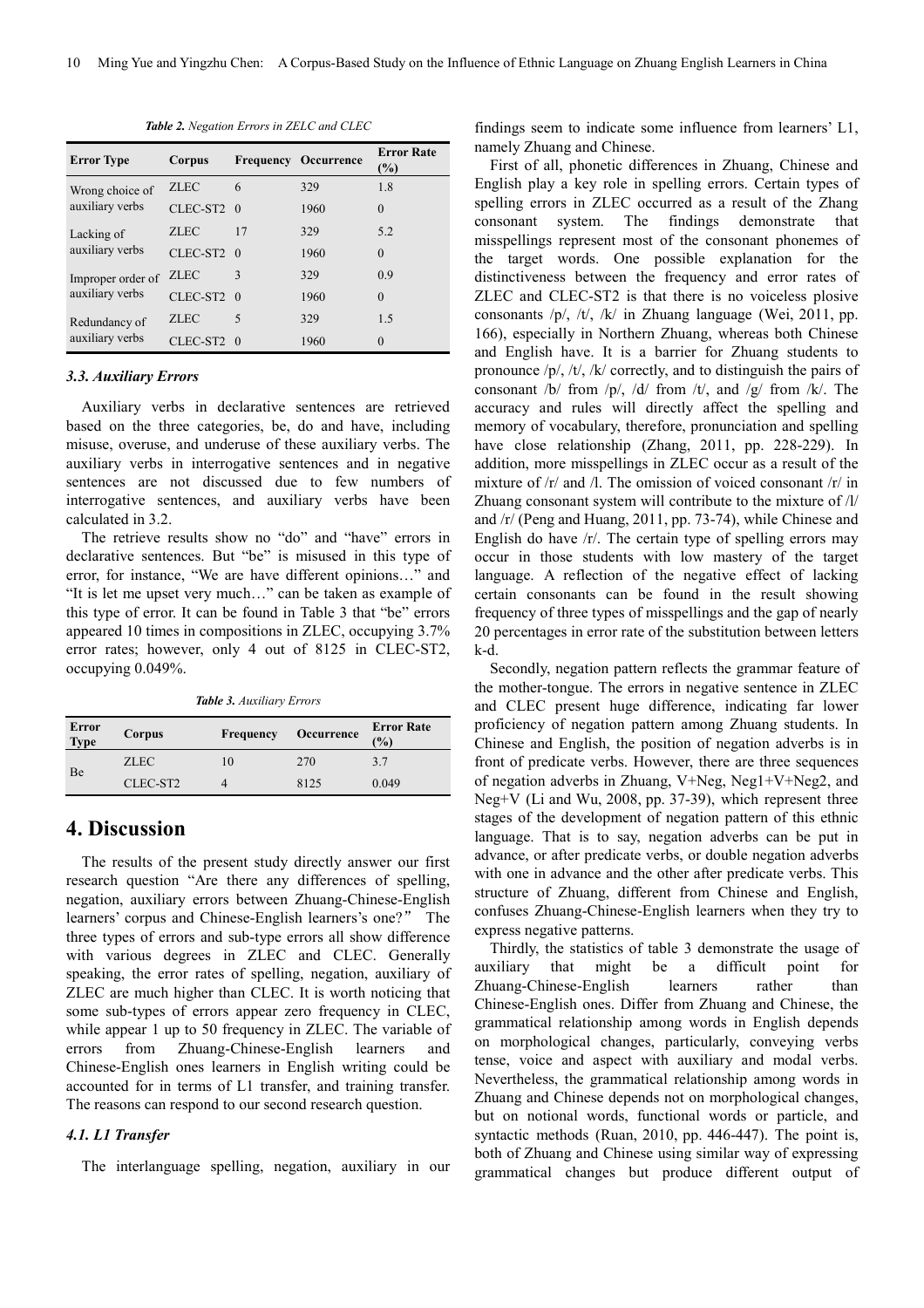*Table 2. Negation Errors in ZELC and CLEC*

| Error Type | Corpus | Frequency | Occurrence | Error Rate (%) |
|---|---|---|---|---|
| Wrong choice of auxiliary verbs | ZLEC | 6 | 329 | 1.8 |
| | CLEC-ST2 | 0 | 1960 | 0 |
| Lacking of auxiliary verbs | ZLEC | 17 | 329 | 5.2 |
| | CLEC-ST2 | 0 | 1960 | 0 |
| Improper order of auxiliary verbs | ZLEC | 3 | 329 | 0.9 |
| | CLEC-ST2 | 0 | 1960 | 0 |
| Redundancy of auxiliary verbs | ZLEC | 5 | 329 | 1.5 |
| | CLEC-ST2 | 0 | 1960 | 0 |

### *3.3. Auxiliary Errors*

Auxiliary verbs in declarative sentences are retrieved based on the three categories, be, do and have, including misuse, overuse, and underuse of these auxiliary verbs. The auxiliary verbs in interrogative sentences and in negative sentences are not discussed due to few numbers of interrogative sentences, and auxiliary verbs have been calculated in 3.2.

The retrieve results show no "do" and "have" errors in declarative sentences. But "be" is misused in this type of error, for instance, "We are have different opinions…" and "It is let me upset very much…" can be taken as example of this type of error. It can be found in Table 3 that "be" errors appeared 10 times in compositions in ZLEC, occupying 3.7% error rates; however, only 4 out of 8125 in CLEC-ST2, occupying 0.049%.

*Table 3. Auxiliary Errors*

| Error Type | Corpus | Frequency | Occurrence | Error Rate (%) |
|---|---|---|---|---|
| Be | ZLEC | 10 | 270 | 3.7 |
| | CLEC-ST2 | 4 | 8125 | 0.049 |

## 4. Discussion

The results of the present study directly answer our first research question "Are there any differences of spelling, negation, auxiliary errors between Zhuang-Chinese-English learners' corpus and Chinese-English learners's one?" The three types of errors and sub-type errors all show difference with various degrees in ZLEC and CLEC. Generally speaking, the error rates of spelling, negation, auxiliary of ZLEC are much higher than CLEC. It is worth noticing that some sub-types of errors appear zero frequency in CLEC, while appear 1 up to 50 frequency in ZLEC. The variable of errors from Zhuang-Chinese-English learners and Chinese-English ones learners in English writing could be accounted for in terms of L1 transfer, and training transfer. The reasons can respond to our second research question.

### *4.1. L1 Transfer*

The interlanguage spelling, negation, auxiliary in our findings seem to indicate some influence from learners' L1, namely Zhuang and Chinese.

First of all, phonetic differences in Zhuang, Chinese and English play a key role in spelling errors. Certain types of spelling errors in ZLEC occurred as a result of the Zhang consonant system. The findings demonstrate that misspellings represent most of the consonant phonemes of the target words. One possible explanation for the distinctiveness between the frequency and error rates of ZLEC and CLEC-ST2 is that there is no voiceless plosive consonants /p/, /t/, /k/ in Zhuang language (Wei, 2011, pp. 166), especially in Northern Zhuang, whereas both Chinese and English have. It is a barrier for Zhuang students to pronounce /p/, /t/, /k/ correctly, and to distinguish the pairs of consonant /b/ from /p/, /d/ from /t/, and /g/ from /k/. The accuracy and rules will directly affect the spelling and memory of vocabulary, therefore, pronunciation and spelling have close relationship (Zhang, 2011, pp. 228-229). In addition, more misspellings in ZLEC occur as a result of the mixture of /r/ and /l. The omission of voiced consonant /r/ in Zhuang consonant system will contribute to the mixture of /l/ and /r/ (Peng and Huang, 2011, pp. 73-74), while Chinese and English do have /r/. The certain type of spelling errors may occur in those students with low mastery of the target language. A reflection of the negative effect of lacking certain consonants can be found in the result showing frequency of three types of misspellings and the gap of nearly 20 percentages in error rate of the substitution between letters k-d.

Secondly, negation pattern reflects the grammar feature of the mother-tongue. The errors in negative sentence in ZLEC and CLEC present huge difference, indicating far lower proficiency of negation pattern among Zhuang students. In Chinese and English, the position of negation adverbs is in front of predicate verbs. However, there are three sequences of negation adverbs in Zhuang, V+Neg, Neg1+V+Neg2, and Neg+V (Li and Wu, 2008, pp. 37-39), which represent three stages of the development of negation pattern of this ethnic language. That is to say, negation adverbs can be put in advance, or after predicate verbs, or double negation adverbs with one in advance and the other after predicate verbs. This structure of Zhuang, different from Chinese and English, confuses Zhuang-Chinese-English learners when they try to express negative patterns.

Thirdly, the statistics of table 3 demonstrate the usage of auxiliary that might be a difficult point for Zhuang-Chinese-English learners rather than Chinese-English ones. Differ from Zhuang and Chinese, the grammatical relationship among words in English depends on morphological changes, particularly, conveying verbs tense, voice and aspect with auxiliary and modal verbs. Nevertheless, the grammatical relationship among words in Zhuang and Chinese depends not on morphological changes, but on notional words, functional words or particle, and syntactic methods (Ruan, 2010, pp. 446-447). The point is, both of Zhuang and Chinese using similar way of expressing grammatical changes but produce different output of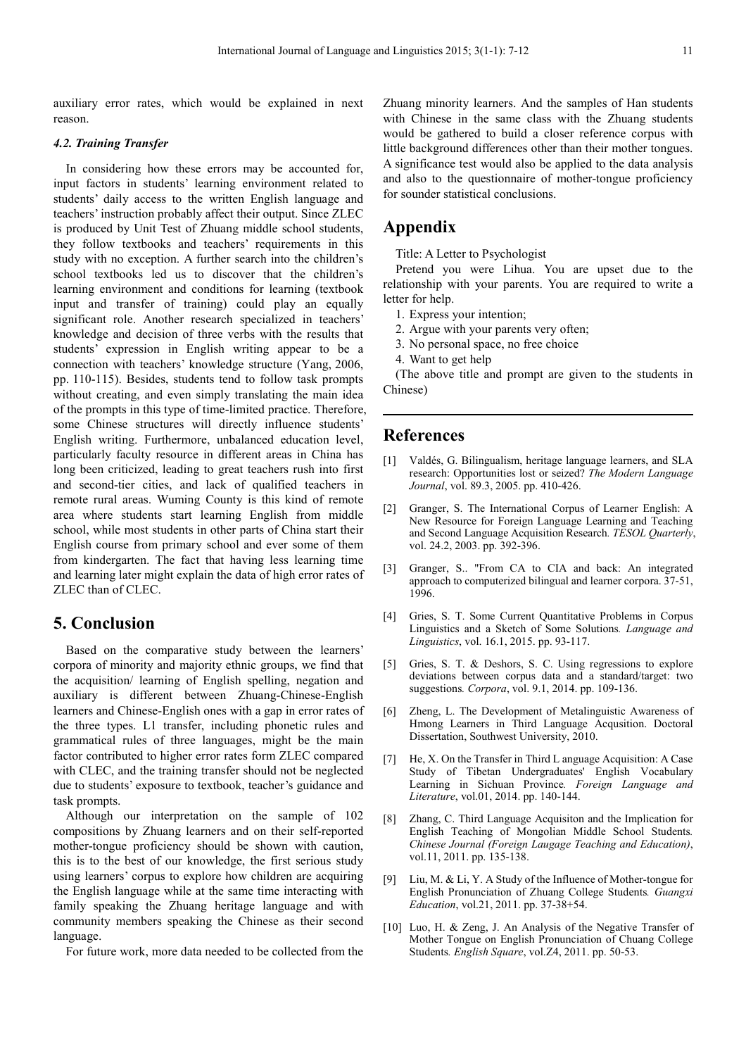auxiliary error rates, which would be explained in next reason.

### *4.2. Training Transfer*

In considering how these errors may be accounted for, input factors in students' learning environment related to students' daily access to the written English language and teachers' instruction probably affect their output. Since ZLEC is produced by Unit Test of Zhuang middle school students, they follow textbooks and teachers' requirements in this study with no exception. A further search into the children's school textbooks led us to discover that the children's learning environment and conditions for learning (textbook input and transfer of training) could play an equally significant role. Another research specialized in teachers' knowledge and decision of three verbs with the results that students' expression in English writing appear to be a connection with teachers' knowledge structure (Yang, 2006, pp. 110-115). Besides, students tend to follow task prompts without creating, and even simply translating the main idea of the prompts in this type of time-limited practice. Therefore, some Chinese structures will directly influence students' English writing. Furthermore, unbalanced education level, particularly faculty resource in different areas in China has long been criticized, leading to great teachers rush into first and second-tier cities, and lack of qualified teachers in remote rural areas. Wuming County is this kind of remote area where students start learning English from middle school, while most students in other parts of China start their English course from primary school and ever some of them from kindergarten. The fact that having less learning time and learning later might explain the data of high error rates of ZLEC than of CLEC.

## 5. Conclusion

Based on the comparative study between the learners' corpora of minority and majority ethnic groups, we find that the acquisition/ learning of English spelling, negation and auxiliary is different between Zhuang-Chinese-English learners and Chinese-English ones with a gap in error rates of the three types. L1 transfer, including phonetic rules and grammatical rules of three languages, might be the main factor contributed to higher error rates form ZLEC compared with CLEC, and the training transfer should not be neglected due to students' exposure to textbook, teacher's guidance and task prompts.

Although our interpretation on the sample of 102 compositions by Zhuang learners and on their self-reported mother-tongue proficiency should be shown with caution, this is to the best of our knowledge, the first serious study using learners' corpus to explore how children are acquiring the English language while at the same time interacting with family speaking the Zhuang heritage language and with community members speaking the Chinese as their second language.

For future work, more data needed to be collected from the Zhuang minority learners. And the samples of Han students with Chinese in the same class with the Zhuang students would be gathered to build a closer reference corpus with little background differences other than their mother tongues. A significance test would also be applied to the data analysis and also to the questionnaire of mother-tongue proficiency for sounder statistical conclusions.

## Appendix

Title: A Letter to Psychologist

Pretend you were Lihua. You are upset due to the relationship with your parents. You are required to write a letter for help.

1. Express your intention;
2. Argue with your parents very often;
3. No personal space, no free choice
4. Want to get help

(The above title and prompt are given to the students in Chinese)

---

## References

[1] Valdés, G. Bilingualism, heritage language learners, and SLA research: Opportunities lost or seized? *The Modern Language Journal*, vol. 89.3, 2005. pp. 410-426.

[2] Granger, S. The International Corpus of Learner English: A New Resource for Foreign Language Learning and Teaching and Second Language Acquisition Research. *TESOL Quarterly*, vol. 24.2, 2003. pp. 392-396.

[3] Granger, S.. "From CA to CIA and back: An integrated approach to computerized bilingual and learner corpora. 37-51, 1996.

[4] Gries, S. T. Some Current Quantitative Problems in Corpus Linguistics and a Sketch of Some Solutions. *Language and Linguistics*, vol. 16.1, 2015. pp. 93-117.

[5] Gries, S. T. & Deshors, S. C. Using regressions to explore deviations between corpus data and a standard/target: two suggestions. *Corpora*, vol. 9.1, 2014. pp. 109-136.

[6] Zheng, L. The Development of Metalinguistic Awareness of Hmong Learners in Third Language Acqusition. Doctoral Dissertation, Southwest University, 2010.

[7] He, X. On the Transfer in Third L anguage Acquisition: A Case Study of Tibetan Undergraduates' English Vocabulary Learning in Sichuan Province. *Foreign Language and Literature*, vol.01, 2014. pp. 140-144.

[8] Zhang, C. Third Language Acquisiton and the Implication for English Teaching of Mongolian Middle School Students. *Chinese Journal (Foreign Laugage Teaching and Education)*, vol.11, 2011. pp. 135-138.

[9] Liu, M. & Li, Y. A Study of the Influence of Mother-tongue for English Pronunciation of Zhuang College Students. *Guangxi Education*, vol.21, 2011. pp. 37-38+54.

[10] Luo, H. & Zeng, J. An Analysis of the Negative Transfer of Mother Tongue on English Pronunciation of Chuang College Students. *English Square*, vol.Z4, 2011. pp. 50-53.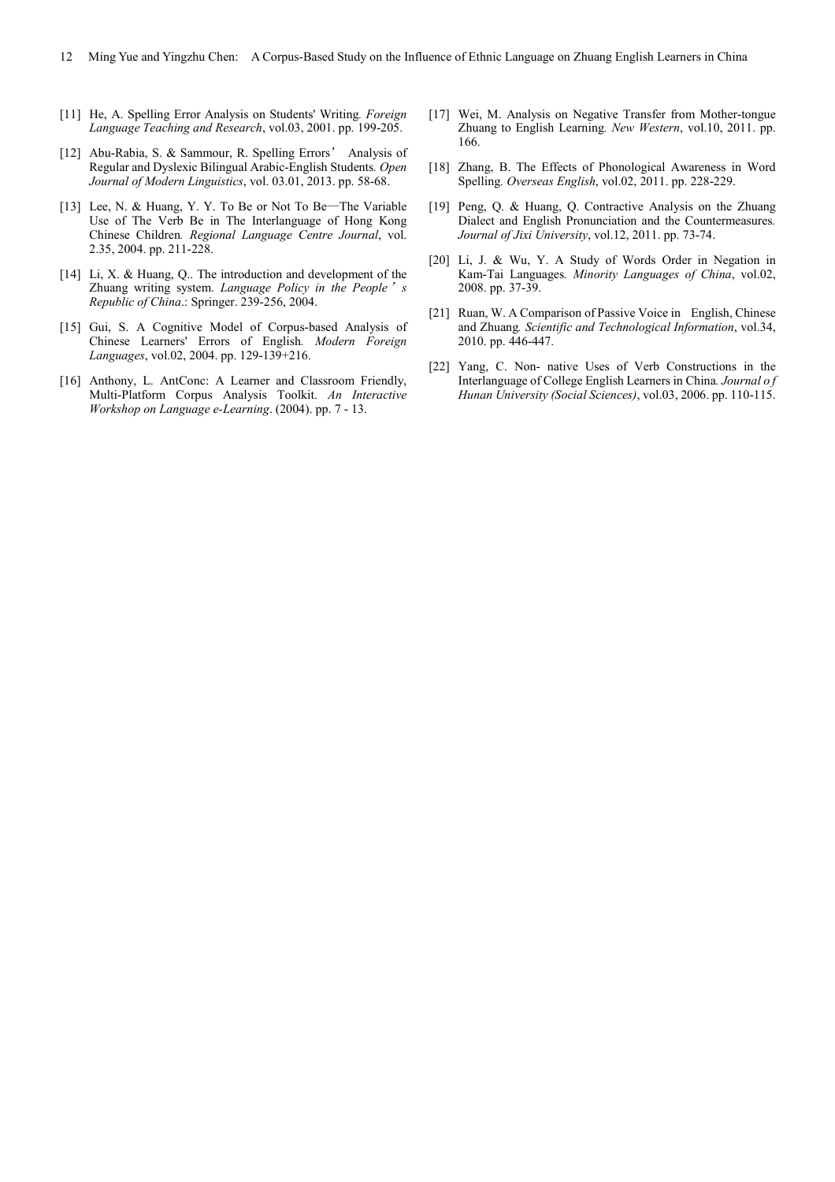[11] He, A. Spelling Error Analysis on Students' Writing. *Foreign Language Teaching and Research*, vol.03, 2001. pp. 199-205.

[12] Abu-Rabia, S. & Sammour, R. Spelling Errors' Analysis of Regular and Dyslexic Bilingual Arabic-English Students. *Open Journal of Modern Linguistics*, vol. 03.01, 2013. pp. 58-68.

[13] Lee, N. & Huang, Y. Y. To Be or Not To Be—The Variable Use of The Verb Be in The Interlanguage of Hong Kong Chinese Children. *Regional Language Centre Journal*, vol. 2.35, 2004. pp. 211-228.

[14] Li, X. & Huang, Q.. The introduction and development of the Zhuang writing system. *Language Policy in the People's Republic of China*.: Springer. 239-256, 2004.

[15] Gui, S. A Cognitive Model of Corpus-based Analysis of Chinese Learners' Errors of English. *Modern Foreign Languages*, vol.02, 2004. pp. 129-139+216.

[16] Anthony, L. AntConc: A Learner and Classroom Friendly, Multi-Platform Corpus Analysis Toolkit. *An Interactive Workshop on Language e-Learning*. (2004). pp. 7 - 13.

[17] Wei, M. Analysis on Negative Transfer from Mother-tongue Zhuang to English Learning. *New Western*, vol.10, 2011. pp. 166.

[18] Zhang, B. The Effects of Phonological Awareness in Word Spelling. *Overseas English*, vol.02, 2011. pp. 228-229.

[19] Peng, Q. & Huang, Q. Contractive Analysis on the Zhuang Dialect and English Pronunciation and the Countermeasures. *Journal of Jixi University*, vol.12, 2011. pp. 73-74.

[20] Li, J. & Wu, Y. A Study of Words Order in Negation in Kam-Tai Languages. *Minority Languages of China*, vol.02, 2008. pp. 37-39.

[21] Ruan, W. A Comparison of Passive Voice in English, Chinese and Zhuang. *Scientific and Technological Information*, vol.34, 2010. pp. 446-447.

[22] Yang, C. Non- native Uses of Verb Constructions in the Interlanguage of College English Learners in China. *Journal of Hunan University (Social Sciences)*, vol.03, 2006. pp. 110-115.